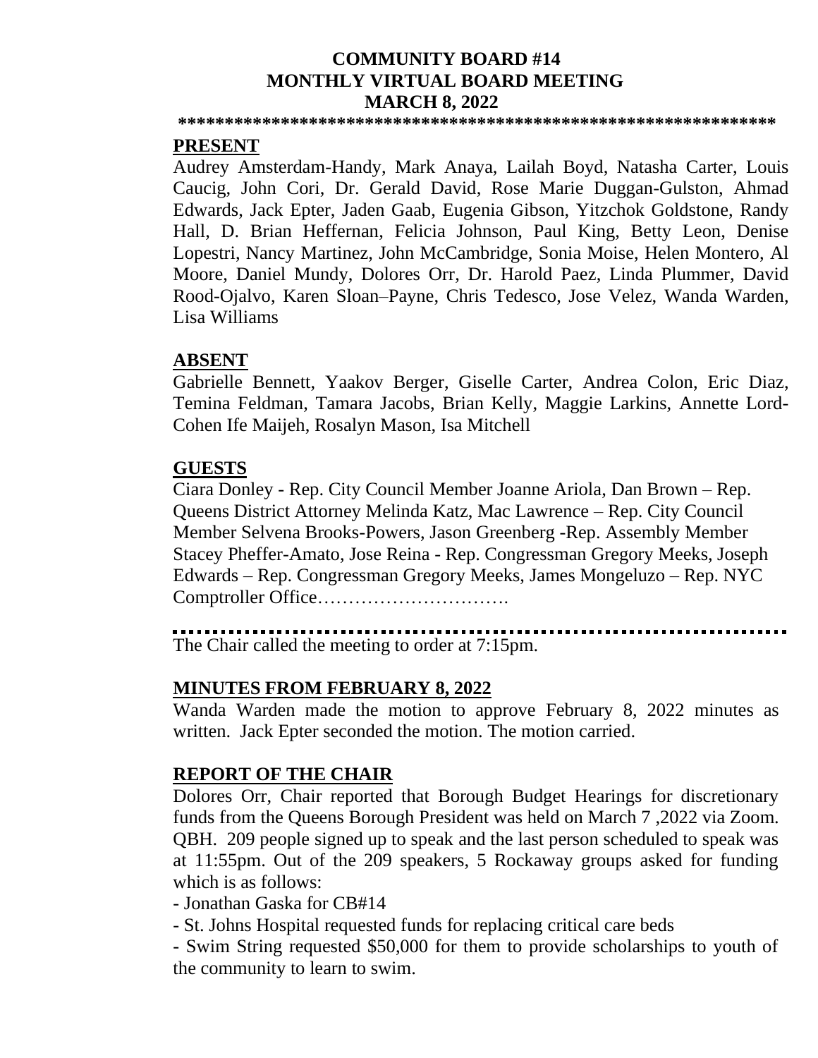# COMMUNITY BOARD #14
## MONTHLY VIRTUAL BOARD MEETING
### MARCH 8, 2022

**************************************************************

**PRESENT**

Audrey Amsterdam-Handy, Mark Anaya, Lailah Boyd, Natasha Carter, Louis Caucig, John Cori, Dr. Gerald David, Rose Marie Duggan-Gulston, Ahmad Edwards, Jack Epter, Jaden Gaab, Eugenia Gibson, Yitzchok Goldstone, Randy Hall, D. Brian Heffernan, Felicia Johnson, Paul King, Betty Leon, Denise Lopestri, Nancy Martinez, John McCambridge, Sonia Moise, Helen Montero, Al Moore, Daniel Mundy, Dolores Orr, Dr. Harold Paez, Linda Plummer, David Rood-Ojalvo, Karen Sloan–Payne, Chris Tedesco, Jose Velez, Wanda Warden, Lisa Williams

**ABSENT**

Gabrielle Bennett, Yaakov Berger, Giselle Carter, Andrea Colon, Eric Diaz, Temina Feldman, Tamara Jacobs, Brian Kelly, Maggie Larkins, Annette Lord-Cohen Ife Maijeh, Rosalyn Mason, Isa Mitchell

**GUESTS**

Ciara Donley - Rep. City Council Member Joanne Ariola, Dan Brown – Rep. Queens District Attorney Melinda Katz, Mac Lawrence – Rep. City Council Member Selvena Brooks-Powers, Jason Greenberg -Rep. Assembly Member Stacey Pheffer-Amato, Jose Reina - Rep. Congressman Gregory Meeks, Joseph Edwards – Rep. Congressman Gregory Meeks, James Mongeluzo – Rep. NYC Comptroller Office………………………….

---

The Chair called the meeting to order at 7:15pm.

**MINUTES FROM FEBRUARY 8, 2022**

Wanda Warden made the motion to approve February 8, 2022 minutes as written. Jack Epter seconded the motion. The motion carried.

**REPORT OF THE CHAIR**

Dolores Orr, Chair reported that Borough Budget Hearings for discretionary funds from the Queens Borough President was held on March 7 ,2022 via Zoom. QBH. 209 people signed up to speak and the last person scheduled to speak was at 11:55pm. Out of the 209 speakers, 5 Rockaway groups asked for funding which is as follows:

- Jonathan Gaska for CB#14
- St. Johns Hospital requested funds for replacing critical care beds
- Swim String requested $50,000 for them to provide scholarships to youth of the community to learn to swim.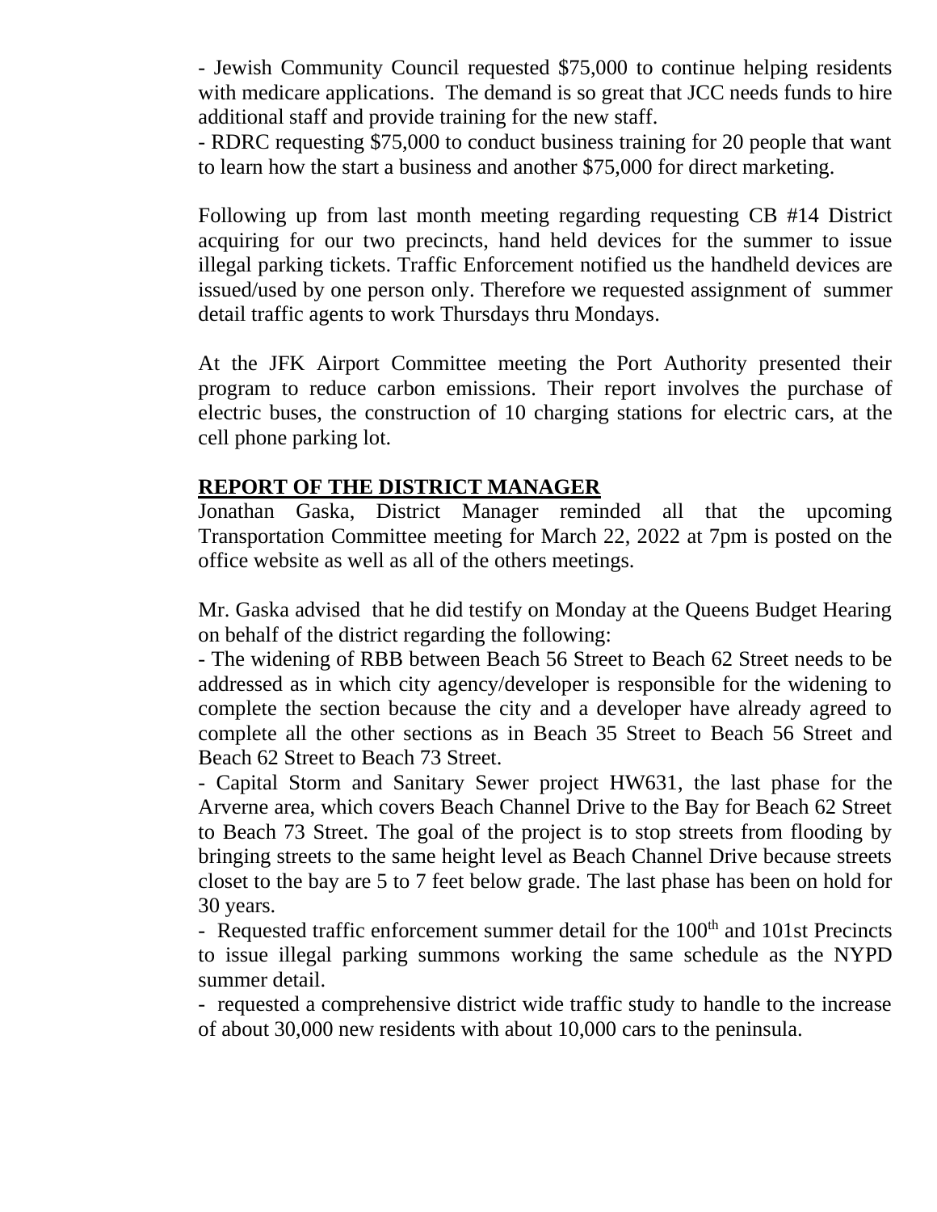- Jewish Community Council requested $75,000 to continue helping residents with medicare applications. The demand is so great that JCC needs funds to hire additional staff and provide training for the new staff.
- RDRC requesting $75,000 to conduct business training for 20 people that want to learn how the start a business and another $75,000 for direct marketing.

Following up from last month meeting regarding requesting CB #14 District acquiring for our two precincts, hand held devices for the summer to issue illegal parking tickets. Traffic Enforcement notified us the handheld devices are issued/used by one person only. Therefore we requested assignment of summer detail traffic agents to work Thursdays thru Mondays.

At the JFK Airport Committee meeting the Port Authority presented their program to reduce carbon emissions. Their report involves the purchase of electric buses, the construction of 10 charging stations for electric cars, at the cell phone parking lot.

## REPORT OF THE DISTRICT MANAGER

Jonathan Gaska, District Manager reminded all that the upcoming Transportation Committee meeting for March 22, 2022 at 7pm is posted on the office website as well as all of the others meetings.

Mr. Gaska advised that he did testify on Monday at the Queens Budget Hearing on behalf of the district regarding the following:

- The widening of RBB between Beach 56 Street to Beach 62 Street needs to be addressed as in which city agency/developer is responsible for the widening to complete the section because the city and a developer have already agreed to complete all the other sections as in Beach 35 Street to Beach 56 Street and Beach 62 Street to Beach 73 Street.
- Capital Storm and Sanitary Sewer project HW631, the last phase for the Arverne area, which covers Beach Channel Drive to the Bay for Beach 62 Street to Beach 73 Street. The goal of the project is to stop streets from flooding by bringing streets to the same height level as Beach Channel Drive because streets closet to the bay are 5 to 7 feet below grade. The last phase has been on hold for 30 years.
- Requested traffic enforcement summer detail for the 100th and 101st Precincts to issue illegal parking summons working the same schedule as the NYPD summer detail.
- requested a comprehensive district wide traffic study to handle to the increase of about 30,000 new residents with about 10,000 cars to the peninsula.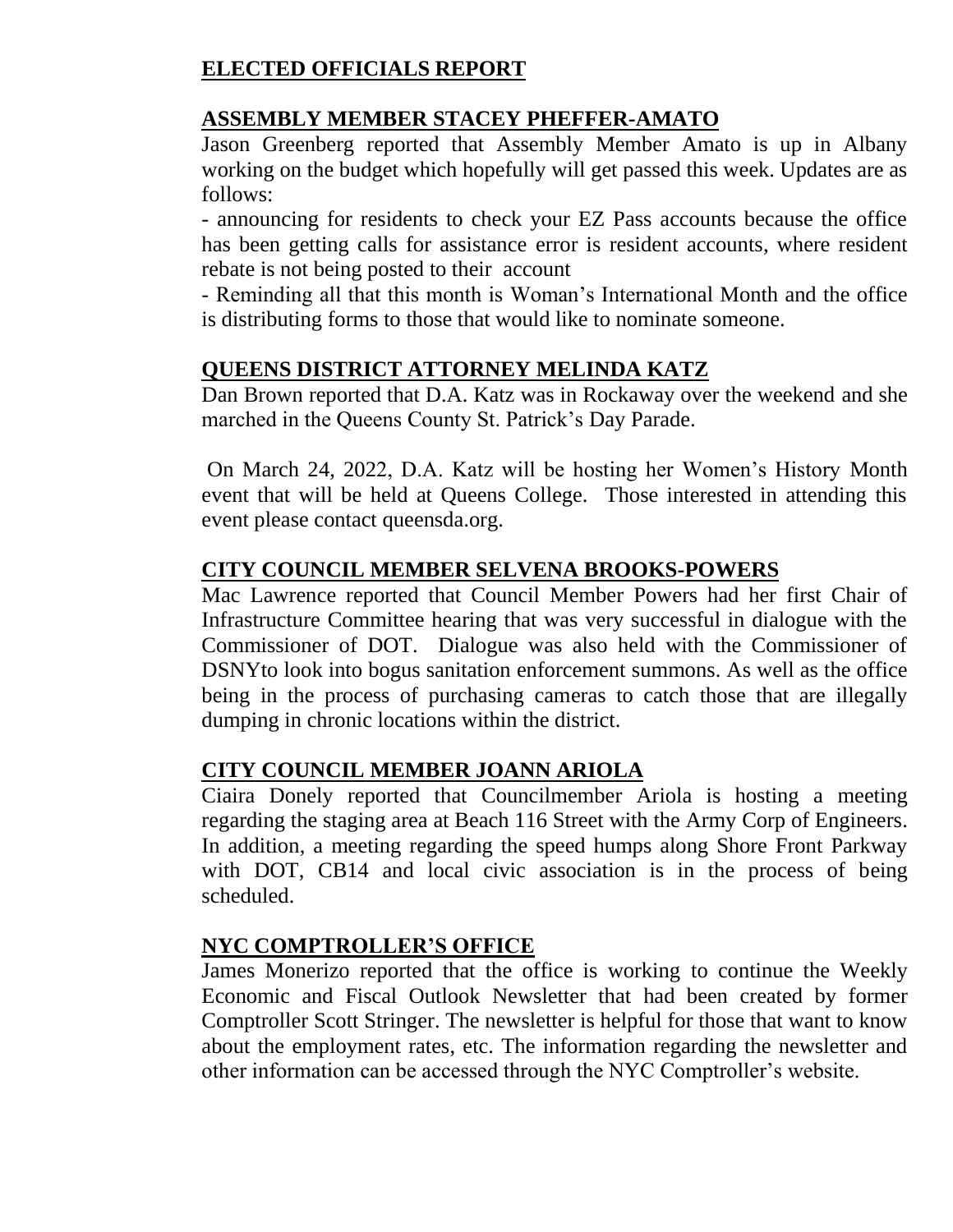## ELECTED OFFICIALS REPORT

### ASSEMBLY MEMBER STACEY PHEFFER-AMATO

Jason Greenberg reported that Assembly Member Amato is up in Albany working on the budget which hopefully will get passed this week. Updates are as follows:

- announcing for residents to check your EZ Pass accounts because the office has been getting calls for assistance error is resident accounts, where resident rebate is not being posted to their account
- Reminding all that this month is Woman's International Month and the office is distributing forms to those that would like to nominate someone.

### QUEENS DISTRICT ATTORNEY MELINDA KATZ

Dan Brown reported that D.A. Katz was in Rockaway over the weekend and she marched in the Queens County St. Patrick's Day Parade.

On March 24, 2022, D.A. Katz will be hosting her Women's History Month event that will be held at Queens College. Those interested in attending this event please contact queensda.org.

### CITY COUNCIL MEMBER SELVENA BROOKS-POWERS

Mac Lawrence reported that Council Member Powers had her first Chair of Infrastructure Committee hearing that was very successful in dialogue with the Commissioner of DOT. Dialogue was also held with the Commissioner of DSNYto look into bogus sanitation enforcement summons. As well as the office being in the process of purchasing cameras to catch those that are illegally dumping in chronic locations within the district.

### CITY COUNCIL MEMBER JOANN ARIOLA

Ciaira Donely reported that Councilmember Ariola is hosting a meeting regarding the staging area at Beach 116 Street with the Army Corp of Engineers. In addition, a meeting regarding the speed humps along Shore Front Parkway with DOT, CB14 and local civic association is in the process of being scheduled.

### NYC COMPTROLLER'S OFFICE

James Monerizo reported that the office is working to continue the Weekly Economic and Fiscal Outlook Newsletter that had been created by former Comptroller Scott Stringer. The newsletter is helpful for those that want to know about the employment rates, etc. The information regarding the newsletter and other information can be accessed through the NYC Comptroller's website.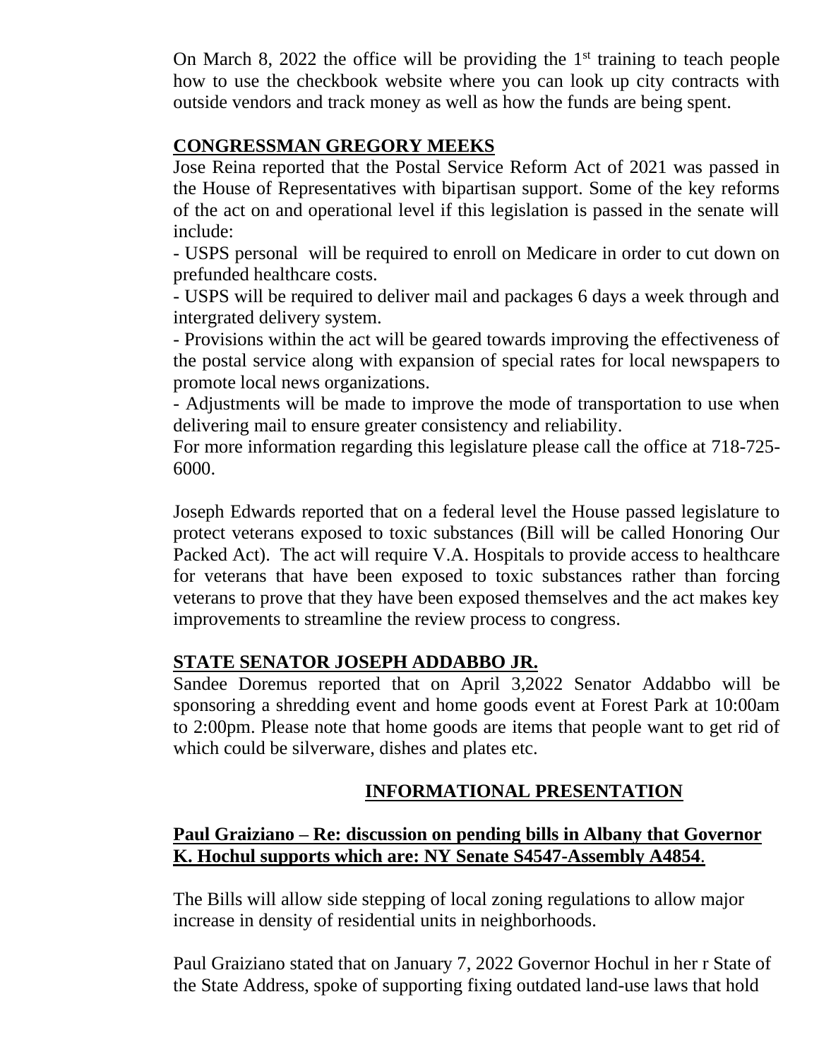On March 8, 2022 the office will be providing the 1st training to teach people how to use the checkbook website where you can look up city contracts with outside vendors and track money as well as how the funds are being spent.

**CONGRESSMAN GREGORY MEEKS**

Jose Reina reported that the Postal Service Reform Act of 2021 was passed in the House of Representatives with bipartisan support. Some of the key reforms of the act on and operational level if this legislation is passed in the senate will include:

- USPS personal will be required to enroll on Medicare in order to cut down on prefunded healthcare costs.
- USPS will be required to deliver mail and packages 6 days a week through and intergrated delivery system.
- Provisions within the act will be geared towards improving the effectiveness of the postal service along with expansion of special rates for local newspapers to promote local news organizations.
- Adjustments will be made to improve the mode of transportation to use when delivering mail to ensure greater consistency and reliability.

For more information regarding this legislature please call the office at 718-725-6000.

Joseph Edwards reported that on a federal level the House passed legislature to protect veterans exposed to toxic substances (Bill will be called Honoring Our Packed Act). The act will require V.A. Hospitals to provide access to healthcare for veterans that have been exposed to toxic substances rather than forcing veterans to prove that they have been exposed themselves and the act makes key improvements to streamline the review process to congress.

**STATE SENATOR JOSEPH ADDABBO JR.**

Sandee Doremus reported that on April 3,2022 Senator Addabbo will be sponsoring a shredding event and home goods event at Forest Park at 10:00am to 2:00pm. Please note that home goods are items that people want to get rid of which could be silverware, dishes and plates etc.

## INFORMATIONAL PRESENTATION

**Paul Graiziano – Re: discussion on pending bills in Albany that Governor K. Hochul supports which are: NY Senate S4547-Assembly A4854.**

The Bills will allow side stepping of local zoning regulations to allow major increase in density of residential units in neighborhoods.

Paul Graiziano stated that on January 7, 2022 Governor Hochul in her r State of the State Address, spoke of supporting fixing outdated land-use laws that hold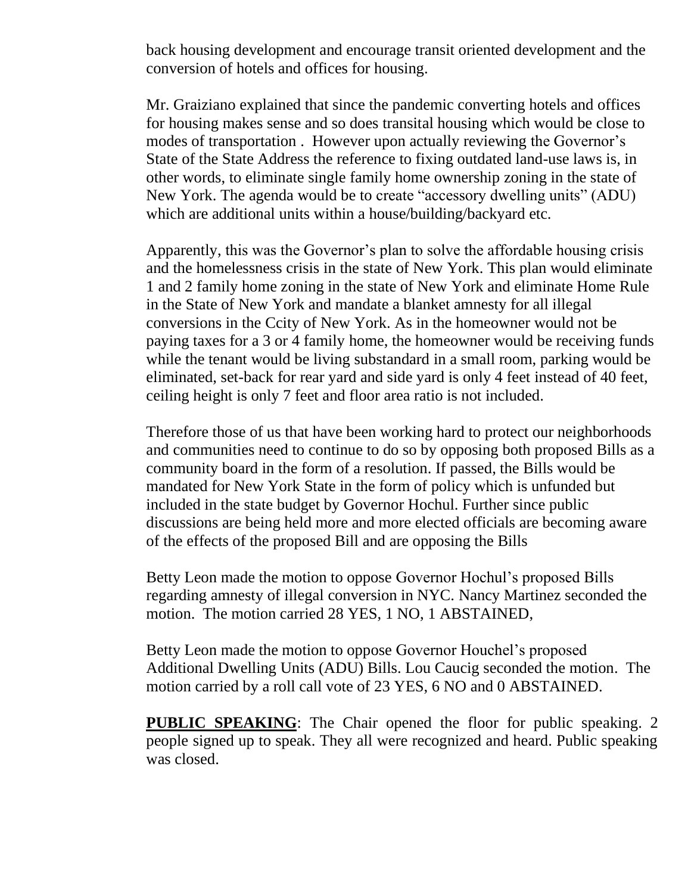back housing development and encourage transit oriented development and the conversion of hotels and offices for housing.

Mr. Graiziano explained that since the pandemic converting hotels and offices for housing makes sense and so does transital housing which would be close to modes of transportation . However upon actually reviewing the Governor's State of the State Address the reference to fixing outdated land-use laws is, in other words, to eliminate single family home ownership zoning in the state of New York. The agenda would be to create "accessory dwelling units" (ADU) which are additional units within a house/building/backyard etc.

Apparently, this was the Governor's plan to solve the affordable housing crisis and the homelessness crisis in the state of New York. This plan would eliminate 1 and 2 family home zoning in the state of New York and eliminate Home Rule in the State of New York and mandate a blanket amnesty for all illegal conversions in the Ccity of New York. As in the homeowner would not be paying taxes for a 3 or 4 family home, the homeowner would be receiving funds while the tenant would be living substandard in a small room, parking would be eliminated, set-back for rear yard and side yard is only 4 feet instead of 40 feet, ceiling height is only 7 feet and floor area ratio is not included.

Therefore those of us that have been working hard to protect our neighborhoods and communities need to continue to do so by opposing both proposed Bills as a community board in the form of a resolution. If passed, the Bills would be mandated for New York State in the form of policy which is unfunded but included in the state budget by Governor Hochul. Further since public discussions are being held more and more elected officials are becoming aware of the effects of the proposed Bill and are opposing the Bills

Betty Leon made the motion to oppose Governor Hochul's proposed Bills regarding amnesty of illegal conversion in NYC. Nancy Martinez seconded the motion. The motion carried 28 YES, 1 NO, 1 ABSTAINED,

Betty Leon made the motion to oppose Governor Houchel's proposed Additional Dwelling Units (ADU) Bills. Lou Caucig seconded the motion. The motion carried by a roll call vote of 23 YES, 6 NO and 0 ABSTAINED.

**PUBLIC SPEAKING**: The Chair opened the floor for public speaking. 2 people signed up to speak. They all were recognized and heard. Public speaking was closed.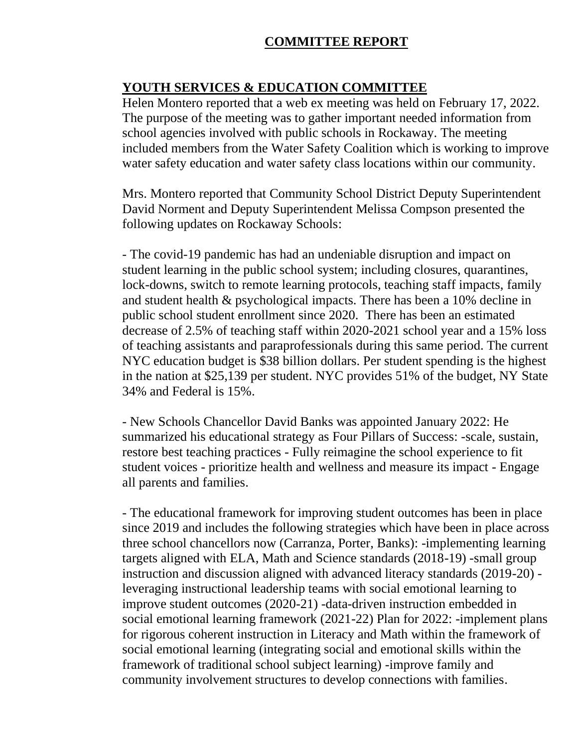# COMMITTEE REPORT

## YOUTH SERVICES & EDUCATION COMMITTEE

Helen Montero reported that a web ex meeting was held on February 17, 2022. The purpose of the meeting was to gather important needed information from school agencies involved with public schools in Rockaway. The meeting included members from the Water Safety Coalition which is working to improve water safety education and water safety class locations within our community.

Mrs. Montero reported that Community School District Deputy Superintendent David Norment and Deputy Superintendent Melissa Compson presented the following updates on Rockaway Schools:

- The covid-19 pandemic has had an undeniable disruption and impact on student learning in the public school system; including closures, quarantines, lock-downs, switch to remote learning protocols, teaching staff impacts, family and student health & psychological impacts. There has been a 10% decline in public school student enrollment since 2020. There has been an estimated decrease of 2.5% of teaching staff within 2020-2021 school year and a 15% loss of teaching assistants and paraprofessionals during this same period. The current NYC education budget is $38 billion dollars. Per student spending is the highest in the nation at $25,139 per student. NYC provides 51% of the budget, NY State 34% and Federal is 15%.

- New Schools Chancellor David Banks was appointed January 2022: He summarized his educational strategy as Four Pillars of Success: -scale, sustain, restore best teaching practices - Fully reimagine the school experience to fit student voices - prioritize health and wellness and measure its impact - Engage all parents and families.

- The educational framework for improving student outcomes has been in place since 2019 and includes the following strategies which have been in place across three school chancellors now (Carranza, Porter, Banks): -implementing learning targets aligned with ELA, Math and Science standards (2018-19) -small group instruction and discussion aligned with advanced literacy standards (2019-20) -leveraging instructional leadership teams with social emotional learning to improve student outcomes (2020-21) -data-driven instruction embedded in social emotional learning framework (2021-22) Plan for 2022: -implement plans for rigorous coherent instruction in Literacy and Math within the framework of social emotional learning (integrating social and emotional skills within the framework of traditional school subject learning) -improve family and community involvement structures to develop connections with families.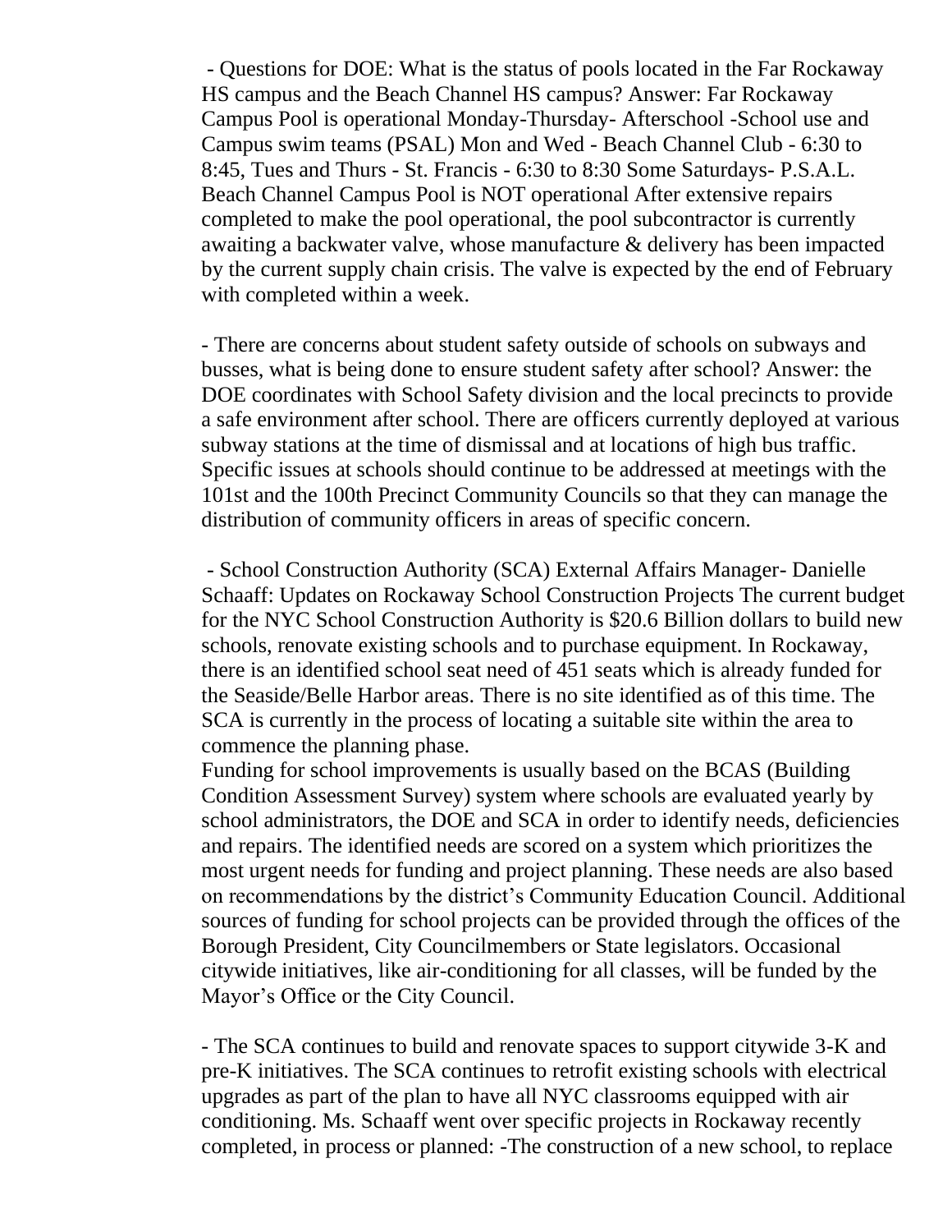- Questions for DOE: What is the status of pools located in the Far Rockaway HS campus and the Beach Channel HS campus? Answer: Far Rockaway Campus Pool is operational Monday-Thursday- Afterschool -School use and Campus swim teams (PSAL) Mon and Wed - Beach Channel Club - 6:30 to 8:45, Tues and Thurs - St. Francis - 6:30 to 8:30 Some Saturdays- P.S.A.L. Beach Channel Campus Pool is NOT operational After extensive repairs completed to make the pool operational, the pool subcontractor is currently awaiting a backwater valve, whose manufacture & delivery has been impacted by the current supply chain crisis. The valve is expected by the end of February with completed within a week.

- There are concerns about student safety outside of schools on subways and busses, what is being done to ensure student safety after school? Answer: the DOE coordinates with School Safety division and the local precincts to provide a safe environment after school. There are officers currently deployed at various subway stations at the time of dismissal and at locations of high bus traffic. Specific issues at schools should continue to be addressed at meetings with the 101st and the 100th Precinct Community Councils so that they can manage the distribution of community officers in areas of specific concern.

- School Construction Authority (SCA) External Affairs Manager- Danielle Schaaff: Updates on Rockaway School Construction Projects The current budget for the NYC School Construction Authority is $20.6 Billion dollars to build new schools, renovate existing schools and to purchase equipment. In Rockaway, there is an identified school seat need of 451 seats which is already funded for the Seaside/Belle Harbor areas. There is no site identified as of this time. The SCA is currently in the process of locating a suitable site within the area to commence the planning phase.
Funding for school improvements is usually based on the BCAS (Building Condition Assessment Survey) system where schools are evaluated yearly by school administrators, the DOE and SCA in order to identify needs, deficiencies and repairs. The identified needs are scored on a system which prioritizes the most urgent needs for funding and project planning. These needs are also based on recommendations by the district's Community Education Council. Additional sources of funding for school projects can be provided through the offices of the Borough President, City Councilmembers or State legislators. Occasional citywide initiatives, like air-conditioning for all classes, will be funded by the Mayor's Office or the City Council.

- The SCA continues to build and renovate spaces to support citywide 3-K and pre-K initiatives. The SCA continues to retrofit existing schools with electrical upgrades as part of the plan to have all NYC classrooms equipped with air conditioning. Ms. Schaaff went over specific projects in Rockaway recently completed, in process or planned: -The construction of a new school, to replace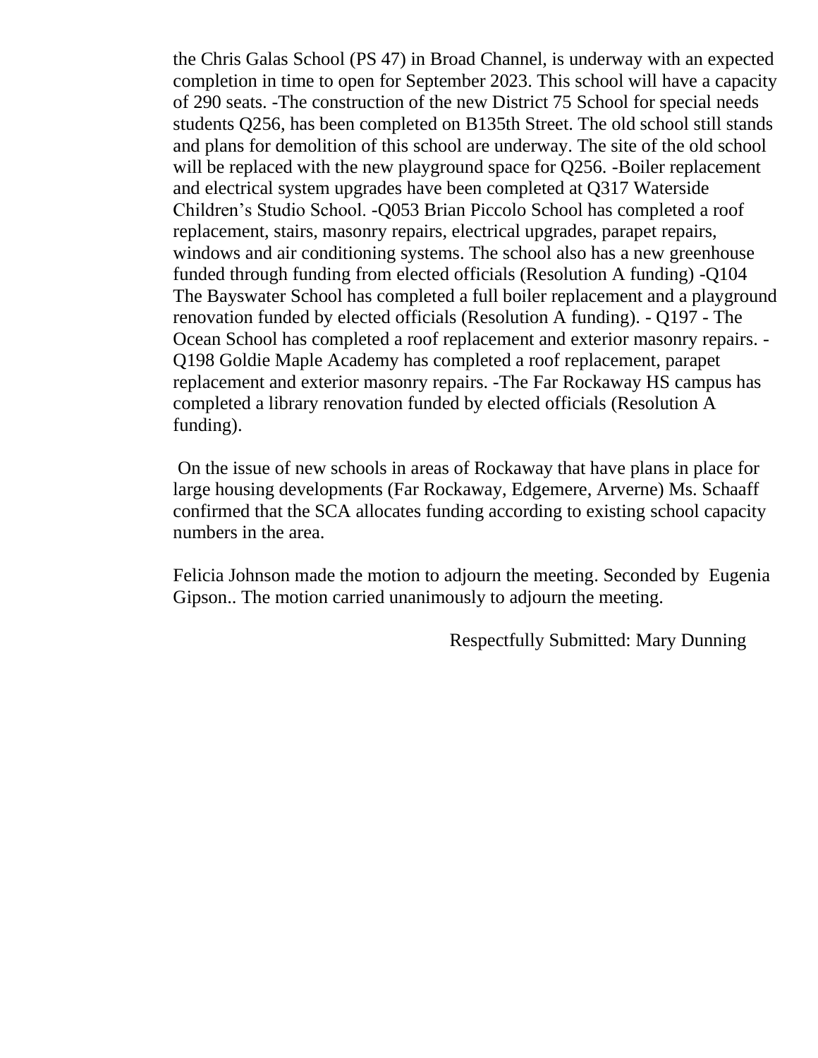the Chris Galas School (PS 47) in Broad Channel, is underway with an expected completion in time to open for September 2023. This school will have a capacity of 290 seats. -The construction of the new District 75 School for special needs students Q256, has been completed on B135th Street. The old school still stands and plans for demolition of this school are underway. The site of the old school will be replaced with the new playground space for Q256. -Boiler replacement and electrical system upgrades have been completed at Q317 Waterside Children's Studio School. -Q053 Brian Piccolo School has completed a roof replacement, stairs, masonry repairs, electrical upgrades, parapet repairs, windows and air conditioning systems. The school also has a new greenhouse funded through funding from elected officials (Resolution A funding) -Q104 The Bayswater School has completed a full boiler replacement and a playground renovation funded by elected officials (Resolution A funding). - Q197 - The Ocean School has completed a roof replacement and exterior masonry repairs. -Q198 Goldie Maple Academy has completed a roof replacement, parapet replacement and exterior masonry repairs. -The Far Rockaway HS campus has completed a library renovation funded by elected officials (Resolution A funding).

On the issue of new schools in areas of Rockaway that have plans in place for large housing developments (Far Rockaway, Edgemere, Arverne) Ms. Schaaff confirmed that the SCA allocates funding according to existing school capacity numbers in the area.

Felicia Johnson made the motion to adjourn the meeting. Seconded by Eugenia Gipson.. The motion carried unanimously to adjourn the meeting.

Respectfully Submitted: Mary Dunning